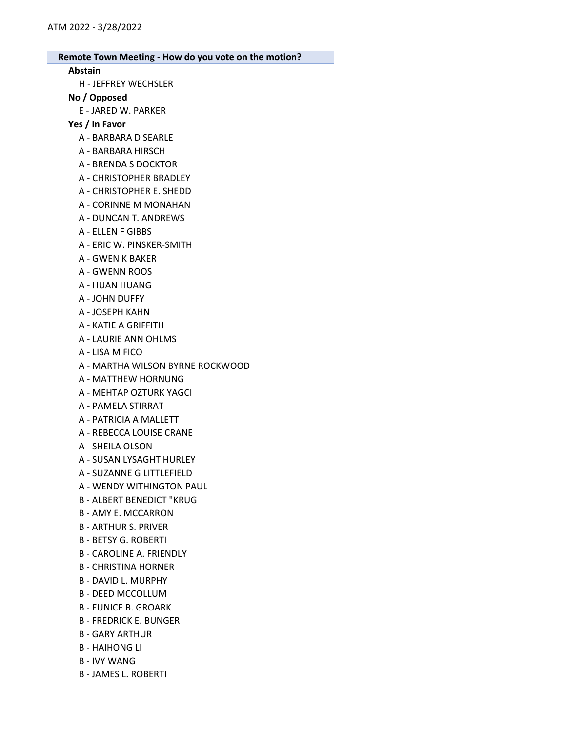ATM 2022 - 3/28/2022

## Remote Town Meeting - How do you vote on the motion?

### Abstain

- H - JEFFREY WECHSLER

### No / Opposed

- E - JARED W. PARKER

### Yes / In Favor

- A - BARBARA D SEARLE
- A - BARBARA HIRSCH
- A - BRENDA S DOCKTOR
- A - CHRISTOPHER BRADLEY
- A - CHRISTOPHER E. SHEDD
- A - CORINNE M MONAHAN
- A - DUNCAN T. ANDREWS
- A - ELLEN F GIBBS
- A - ERIC W. PINSKER-SMITH
- A - GWEN K BAKER
- A - GWENN ROOS
- A - HUAN HUANG
- A - JOHN DUFFY
- A - JOSEPH KAHN
- A - KATIE A GRIFFITH
- A - LAURIE ANN OHLMS
- A - LISA M FICO
- A - MARTHA WILSON BYRNE ROCKWOOD
- A - MATTHEW HORNUNG
- A - MEHTAP OZTURK YAGCI
- A - PAMELA STIRRAT
- A - PATRICIA A MALLETT
- A - REBECCA LOUISE CRANE
- A - SHEILA OLSON
- A - SUSAN LYSAGHT HURLEY
- A - SUZANNE G LITTLEFIELD
- A - WENDY WITHINGTON PAUL
- B - ALBERT BENEDICT "KRUG
- B - AMY E. MCCARRON
- B - ARTHUR S. PRIVER
- B - BETSY G. ROBERTI
- B - CAROLINE A. FRIENDLY
- B - CHRISTINA HORNER
- B - DAVID L. MURPHY
- B - DEED MCCOLLUM
- B - EUNICE B. GROARK
- B - FREDRICK E. BUNGER
- B - GARY ARTHUR
- B - HAIHONG LI
- B - IVY WANG
- B - JAMES L. ROBERTI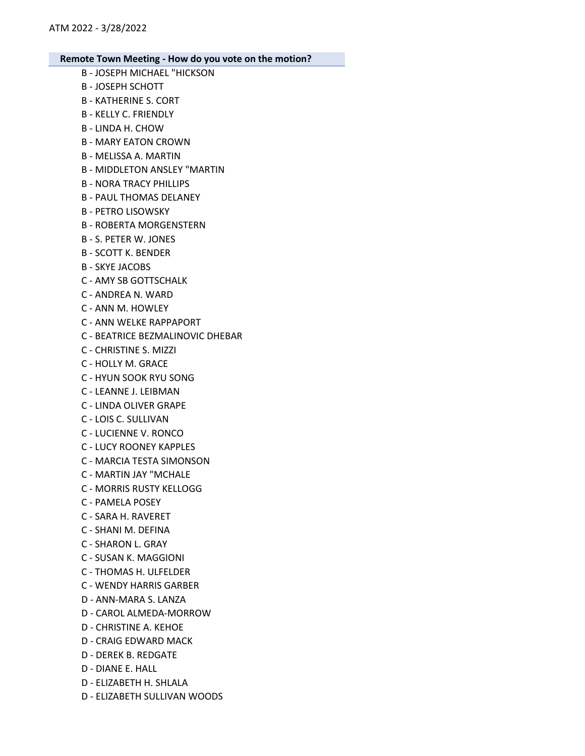**Remote Town Meeting - How do you vote on the motion?**

B - JOSEPH MICHAEL "HICKSON
B - JOSEPH SCHOTT
B - KATHERINE S. CORT
B - KELLY C. FRIENDLY
B - LINDA H. CHOW
B - MARY EATON CROWN
B - MELISSA A. MARTIN
B - MIDDLETON ANSLEY "MARTIN
B - NORA TRACY PHILLIPS
B - PAUL THOMAS DELANEY
B - PETRO LISOWSKY
B - ROBERTA MORGENSTERN
B - S. PETER W. JONES
B - SCOTT K. BENDER
B - SKYE JACOBS
C - AMY SB GOTTSCHALK
C - ANDREA N. WARD
C - ANN M. HOWLEY
C - ANN WELKE RAPPAPORT
C - BEATRICE BEZMALINOVIC DHEBAR
C - CHRISTINE S. MIZZI
C - HOLLY M. GRACE
C - HYUN SOOK RYU SONG
C - LEANNE J. LEIBMAN
C - LINDA OLIVER GRAPE
C - LOIS C. SULLIVAN
C - LUCIENNE V. RONCO
C - LUCY ROONEY KAPPLES
C - MARCIA TESTA SIMONSON
C - MARTIN JAY "MCHALE
C - MORRIS RUSTY KELLOGG
C - PAMELA POSEY
C - SARA H. RAVERET
C - SHANI M. DEFINA
C - SHARON L. GRAY
C - SUSAN K. MAGGIONI
C - THOMAS H. ULFELDER
C - WENDY HARRIS GARBER
D - ANN-MARA S. LANZA
D - CAROL ALMEDA-MORROW
D - CHRISTINE A. KEHOE
D - CRAIG EDWARD MACK
D - DEREK B. REDGATE
D - DIANE E. HALL
D - ELIZABETH H. SHLALA
D - ELIZABETH SULLIVAN WOODS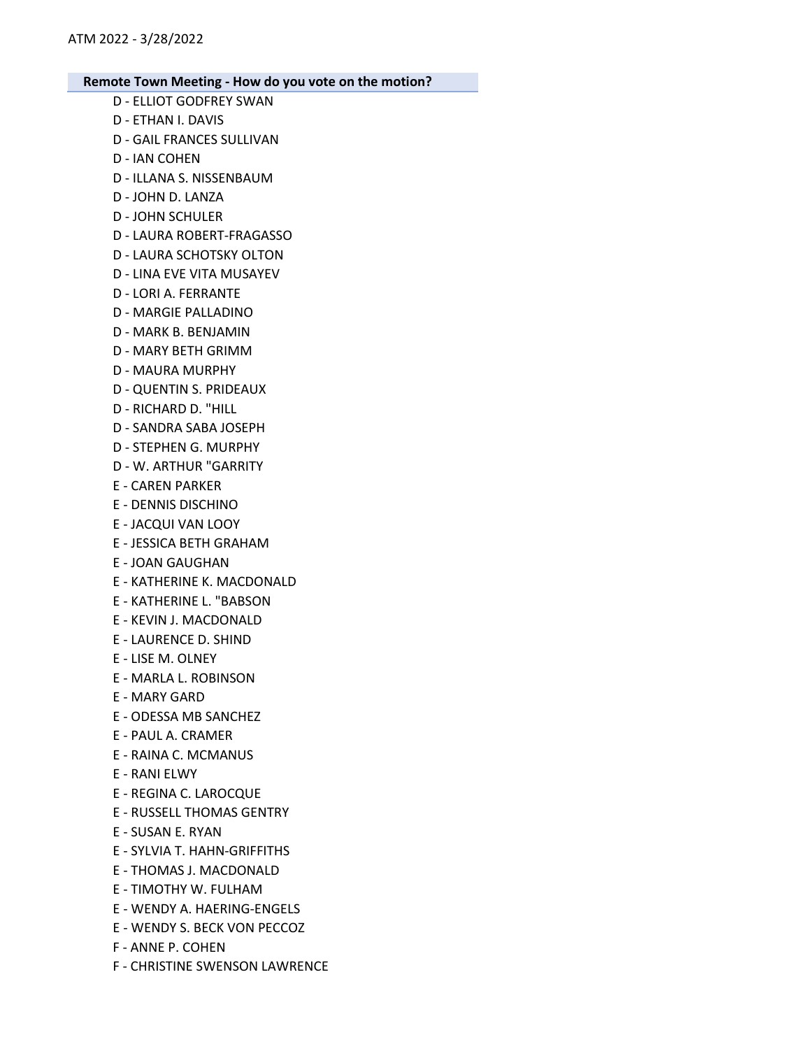**Remote Town Meeting - How do you vote on the motion?**

D - ELLIOT GODFREY SWAN
D - ETHAN I. DAVIS
D - GAIL FRANCES SULLIVAN
D - IAN COHEN
D - ILLANA S. NISSENBAUM
D - JOHN D. LANZA
D - JOHN SCHULER
D - LAURA ROBERT-FRAGASSO
D - LAURA SCHOTSKY OLTON
D - LINA EVE VITA MUSAYEV
D - LORI A. FERRANTE
D - MARGIE PALLADINO
D - MARK B. BENJAMIN
D - MARY BETH GRIMM
D - MAURA MURPHY
D - QUENTIN S. PRIDEAUX
D - RICHARD D. "HILL
D - SANDRA SABA JOSEPH
D - STEPHEN G. MURPHY
D - W. ARTHUR "GARRITY
E - CAREN PARKER
E - DENNIS DISCHINO
E - JACQUI VAN LOOY
E - JESSICA BETH GRAHAM
E - JOAN GAUGHAN
E - KATHERINE K. MACDONALD
E - KATHERINE L. "BABSON
E - KEVIN J. MACDONALD
E - LAURENCE D. SHIND
E - LISE M. OLNEY
E - MARLA L. ROBINSON
E - MARY GARD
E - ODESSA MB SANCHEZ
E - PAUL A. CRAMER
E - RAINA C. MCMANUS
E - RANI ELWY
E - REGINA C. LAROCQUE
E - RUSSELL THOMAS GENTRY
E - SUSAN E. RYAN
E - SYLVIA T. HAHN-GRIFFITHS
E - THOMAS J. MACDONALD
E - TIMOTHY W. FULHAM
E - WENDY A. HAERING-ENGELS
E - WENDY S. BECK VON PECCOZ
F - ANNE P. COHEN
F - CHRISTINE SWENSON LAWRENCE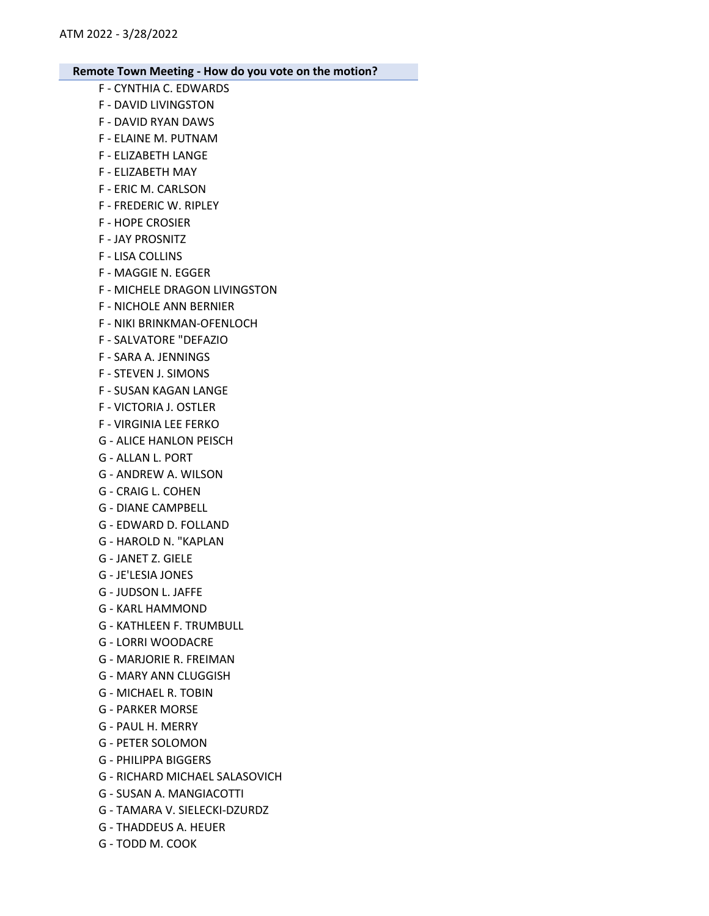**Remote Town Meeting - How do you vote on the motion?**

F - CYNTHIA C. EDWARDS
F - DAVID LIVINGSTON
F - DAVID RYAN DAWS
F - ELAINE M. PUTNAM
F - ELIZABETH LANGE
F - ELIZABETH MAY
F - ERIC M. CARLSON
F - FREDERIC W. RIPLEY
F - HOPE CROSIER
F - JAY PROSNITZ
F - LISA COLLINS
F - MAGGIE N. EGGER
F - MICHELE DRAGON LIVINGSTON
F - NICHOLE ANN BERNIER
F - NIKI BRINKMAN-OFENLOCH
F - SALVATORE "DEFAZIO
F - SARA A. JENNINGS
F - STEVEN J. SIMONS
F - SUSAN KAGAN LANGE
F - VICTORIA J. OSTLER
F - VIRGINIA LEE FERKO
G - ALICE HANLON PEISCH
G - ALLAN L. PORT
G - ANDREW A. WILSON
G - CRAIG L. COHEN
G - DIANE CAMPBELL
G - EDWARD D. FOLLAND
G - HAROLD N. "KAPLAN
G - JANET Z. GIELE
G - JE'LESIA JONES
G - JUDSON L. JAFFE
G - KARL HAMMOND
G - KATHLEEN F. TRUMBULL
G - LORRI WOODACRE
G - MARJORIE R. FREIMAN
G - MARY ANN CLUGGISH
G - MICHAEL R. TOBIN
G - PARKER MORSE
G - PAUL H. MERRY
G - PETER SOLOMON
G - PHILIPPA BIGGERS
G - RICHARD MICHAEL SALASOVICH
G - SUSAN A. MANGIACOTTI
G - TAMARA V. SIELECKI-DZURDZ
G - THADDEUS A. HEUER
G - TODD M. COOK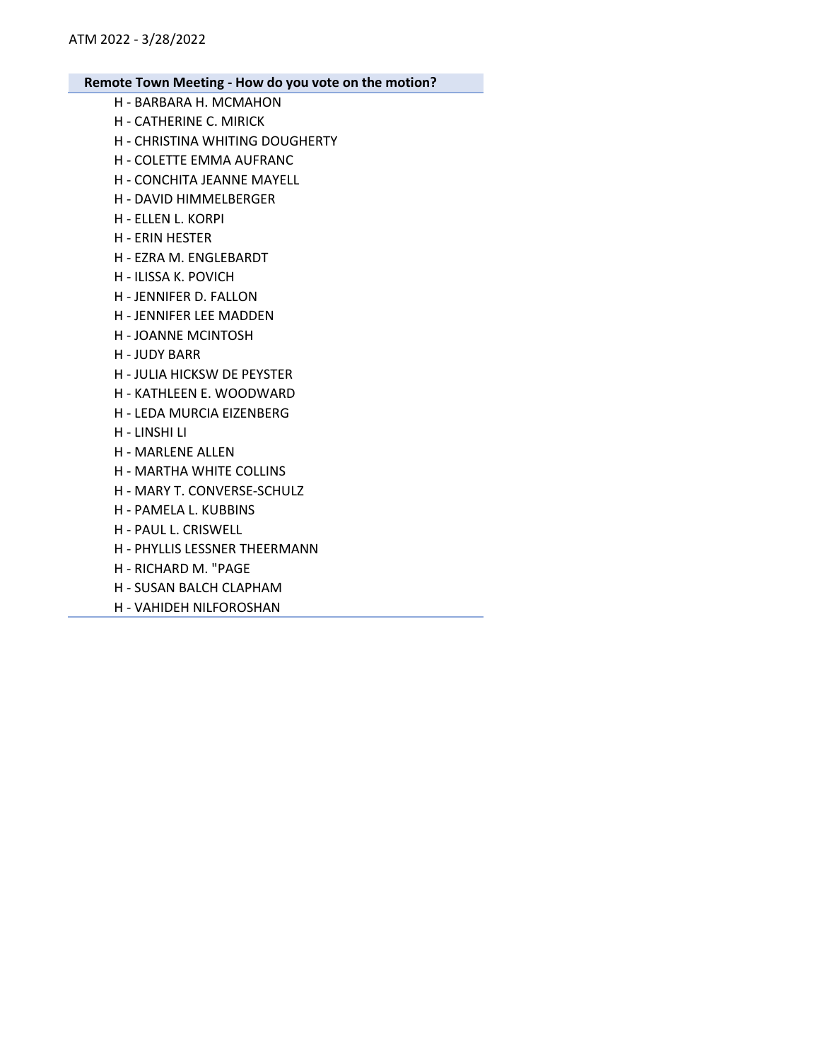**Remote Town Meeting - How do you vote on the motion?**

H - BARBARA H. MCMAHON
H - CATHERINE C. MIRICK
H - CHRISTINA WHITING DOUGHERTY
H - COLETTE EMMA AUFRANC
H - CONCHITA JEANNE MAYELL
H - DAVID HIMMELBERGER
H - ELLEN L. KORPI
H - ERIN HESTER
H - EZRA M. ENGLEBARDT
H - ILISSA K. POVICH
H - JENNIFER D. FALLON
H - JENNIFER LEE MADDEN
H - JOANNE MCINTOSH
H - JUDY BARR
H - JULIA HICKSW DE PEYSTER
H - KATHLEEN E. WOODWARD
H - LEDA MURCIA EIZENBERG
H - LINSHI LI
H - MARLENE ALLEN
H - MARTHA WHITE COLLINS
H - MARY T. CONVERSE-SCHULZ
H - PAMELA L. KUBBINS
H - PAUL L. CRISWELL
H - PHYLLIS LESSNER THEERMANN
H - RICHARD M. "PAGE
H - SUSAN BALCH CLAPHAM
H - VAHIDEH NILFOROSHAN